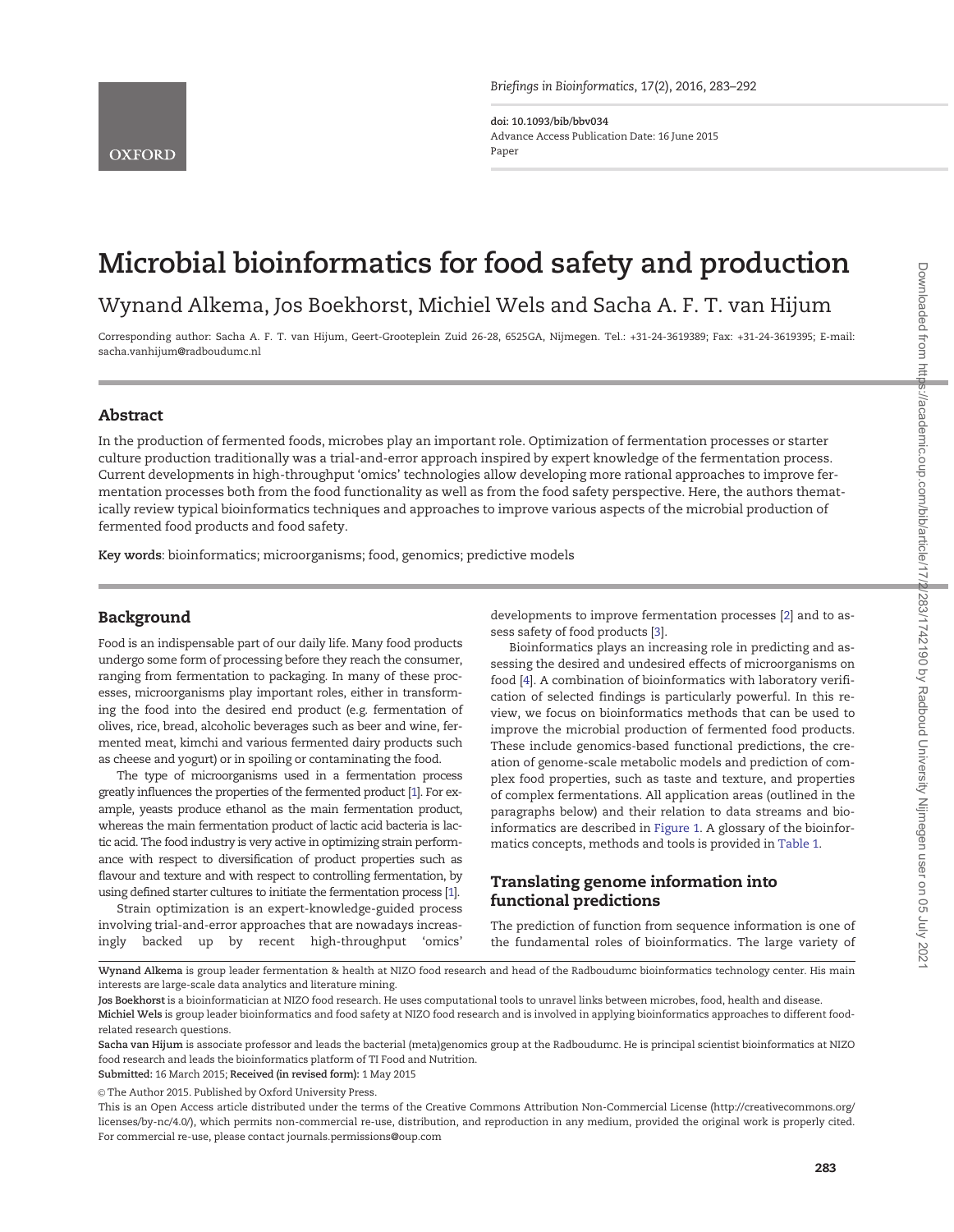# Microbial bioinformatics for food safety and production

Wynand Alkema, Jos Boekhorst, Michiel Wels and Sacha A. F. T. van Hijum

Corresponding author: Sacha A. F. T. van Hijum, Geert-Grooteplein Zuid 26-28, 6525GA, Nijmegen. Tel.: +31-24-3619389; Fax: +31-24-3619395; E-mail: sacha.vanhijum@radboudumc.nl

## Abstract

In the production of fermented foods, microbes play an important role. Optimization of fermentation processes or starter culture production traditionally was a trial-and-error approach inspired by expert knowledge of the fermentation process. Current developments in high-throughput 'omics' technologies allow developing more rational approaches to improve fermentation processes both from the food functionality as well as from the food safety perspective. Here, the authors thematically review typical bioinformatics techniques and approaches to improve various aspects of the microbial production of fermented food products and food safety.

**Key words**: bioinformatics; microorganisms; food, genomics; predictive models

## Background

Food is an indispensable part of our daily life. Many food products undergo some form of processing before they reach the consumer, ranging from fermentation to packaging. In many of these processes, microorganisms play important roles, either in transforming the food into the desired end product (e.g. fermentation of olives, rice, bread, alcoholic beverages such as beer and wine, fermented meat, kimchi and various fermented dairy products such as cheese and yogurt) or in spoiling or contaminating the food.

The type of microorganisms used in a fermentation process greatly influences the properties of the fermented product [1]. For example, yeasts produce ethanol as the main fermentation product, whereas the main fermentation product of lactic acid bacteria is lactic acid. The food industry is very active in optimizing strain performance with respect to diversification of product properties such as flavour and texture and with respect to controlling fermentation, by using defined starter cultures to initiate the fermentation process [1].

Strain optimization is an expert-knowledge-guided process involving trial-and-error approaches that are nowadays increasingly backed up by recent high-throughput 'omics' developments to improve fermentation processes [2] and to assess safety of food products [3].

Bioinformatics plays an increasing role in predicting and assessing the desired and undesired effects of microorganisms on food [4]. A combination of bioinformatics with laboratory verification of selected findings is particularly powerful. In this review, we focus on bioinformatics methods that can be used to improve the microbial production of fermented food products. These include genomics-based functional predictions, the creation of genome-scale metabolic models and prediction of complex food properties, such as taste and texture, and properties of complex fermentations. All application areas (outlined in the paragraphs below) and their relation to data streams and bioinformatics are described in Figure 1. A glossary of the bioinformatics concepts, methods and tools is provided in Table 1.

## Translating genome information into functional predictions

The prediction of function from sequence information is one of the fundamental roles of bioinformatics. The large variety of

**Wynand Alkema** is group leader fermentation & health at NIZO food research and head of the Radboudumc bioinformatics technology center. His main interests are large-scale data analytics and literature mining.

**Jos Boekhorst** is a bioinformatician at NIZO food research. He uses computational tools to unravel links between microbes, food, health and disease.

**Michiel Wels** is group leader bioinformatics and food safety at NIZO food research and is involved in applying bioinformatics approaches to different food-related research questions.

**Sacha van Hijum** is associate professor and leads the bacterial (meta)genomics group at the Radboudumc. He is principal scientist bioinformatics at NIZO food research and leads the bioinformatics platform of TI Food and Nutrition.

**Submitted:** 16 March 2015; **Received (in revised form):** 1 May 2015

© The Author 2015. Published by Oxford University Press.

This is an Open Access article distributed under the terms of the Creative Commons Attribution Non-Commercial License (http://creativecommons.org/licenses/by-nc/4.0/), which permits non-commercial re-use, distribution, and reproduction in any medium, provided the original work is properly cited. For commercial re-use, please contact journals.permissions@oup.com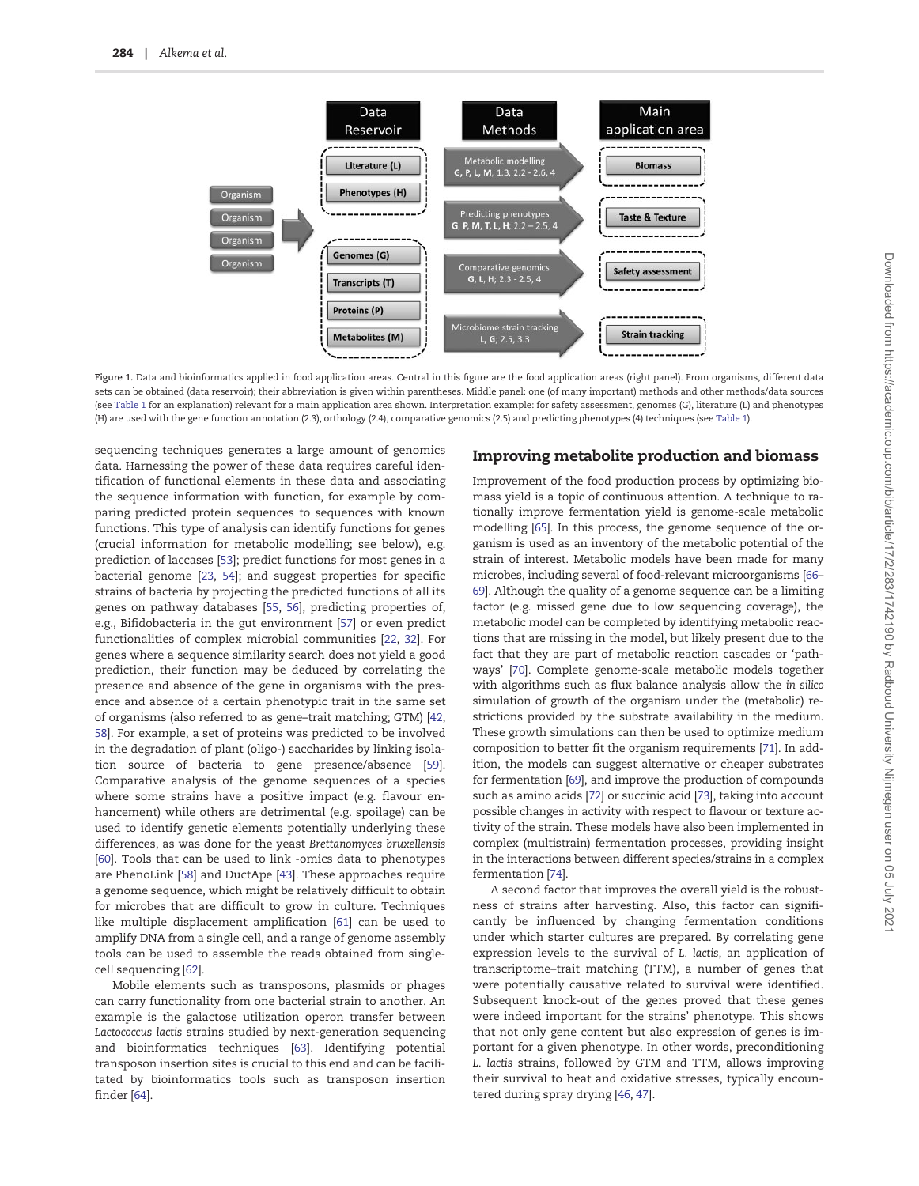Data Reservoir | Data Methods | Main application area

Figure 1. Data and bioinformatics applied in food application areas. Central in this figure are the food application areas (right panel). From organisms, different data sets can be obtained (data reservoir); their abbreviation is given within parentheses. Middle panel: one (of many important) methods and other methods/data sources (see Table 1 for an explanation) relevant for a main application area shown. Interpretation example: for safety assessment, genomes (G), literature (L) and phenotypes (H) are used with the gene function annotation (2.3), orthology (2.4), comparative genomics (2.5) and predicting phenotypes (4) techniques (see Table 1).

sequencing techniques generates a large amount of genomics data. Harnessing the power of these data requires careful identification of functional elements in these data and associating the sequence information with function, for example by comparing predicted protein sequences to sequences with known functions. This type of analysis can identify functions for genes (crucial information for metabolic modelling; see below), e.g. prediction of laccases [53]; predict functions for most genes in a bacterial genome [23, 54]; and suggest properties for specific strains of bacteria by projecting the predicted functions of all its genes on pathway databases [55, 56], predicting properties of, e.g., Bifidobacteria in the gut environment [57] or even predict functionalities of complex microbial communities [22, 32]. For genes where a sequence similarity search does not yield a good prediction, their function may be deduced by correlating the presence and absence of the gene in organisms with the presence and absence of a certain phenotypic trait in the same set of organisms (also referred to as gene–trait matching; GTM) [42, 58]. For example, a set of proteins was predicted to be involved in the degradation of plant (oligo-) saccharides by linking isolation source of bacteria to gene presence/absence [59]. Comparative analysis of the genome sequences of a species where some strains have a positive impact (e.g. flavour enhancement) while others are detrimental (e.g. spoilage) can be used to identify genetic elements potentially underlying these differences, as was done for the yeast *Brettanomyces bruxellensis* [60]. Tools that can be used to link -omics data to phenotypes are PhenoLink [58] and DuctApe [43]. These approaches require a genome sequence, which might be relatively difficult to obtain for microbes that are difficult to grow in culture. Techniques like multiple displacement amplification [61] can be used to amplify DNA from a single cell, and a range of genome assembly tools can be used to assemble the reads obtained from single-cell sequencing [62].

Mobile elements such as transposons, plasmids or phages can carry functionality from one bacterial strain to another. An example is the galactose utilization operon transfer between *Lactococcus lactis* strains studied by next-generation sequencing and bioinformatics techniques [63]. Identifying potential transposon insertion sites is crucial to this end and can be facilitated by bioinformatics tools such as transposon insertion finder [64].

## Improving metabolite production and biomass

Improvement of the food production process by optimizing biomass yield is a topic of continuous attention. A technique to rationally improve fermentation yield is genome-scale metabolic modelling [65]. In this process, the genome sequence of the organism is used as an inventory of the metabolic potential of the strain of interest. Metabolic models have been made for many microbes, including several of food-relevant microorganisms [66–69]. Although the quality of a genome sequence can be a limiting factor (e.g. missed gene due to low sequencing coverage), the metabolic model can be completed by identifying metabolic reactions that are missing in the model, but likely present due to the fact that they are part of metabolic reaction cascades or 'pathways' [70]. Complete genome-scale metabolic models together with algorithms such as flux balance analysis allow the *in silico* simulation of growth of the organism under the (metabolic) restrictions provided by the substrate availability in the medium. These growth simulations can then be used to optimize medium composition to better fit the organism requirements [71]. In addition, the models can suggest alternative or cheaper substrates for fermentation [69], and improve the production of compounds such as amino acids [72] or succinic acid [73], taking into account possible changes in activity with respect to flavour or texture activity of the strain. These models have also been implemented in complex (multistrain) fermentation processes, providing insight in the interactions between different species/strains in a complex fermentation [74].

A second factor that improves the overall yield is the robustness of strains after harvesting. Also, this factor can significantly be influenced by changing fermentation conditions under which starter cultures are prepared. By correlating gene expression levels to the survival of *L. lactis*, an application of transcriptome–trait matching (TTM), a number of genes that were potentially causative related to survival were identified. Subsequent knock-out of the genes proved that these genes were indeed important for the strains' phenotype. This shows that not only gene content but also expression of genes is important for a given phenotype. In other words, preconditioning *L. lactis* strains, followed by GTM and TTM, allows improving their survival to heat and oxidative stresses, typically encountered during spray drying [46, 47].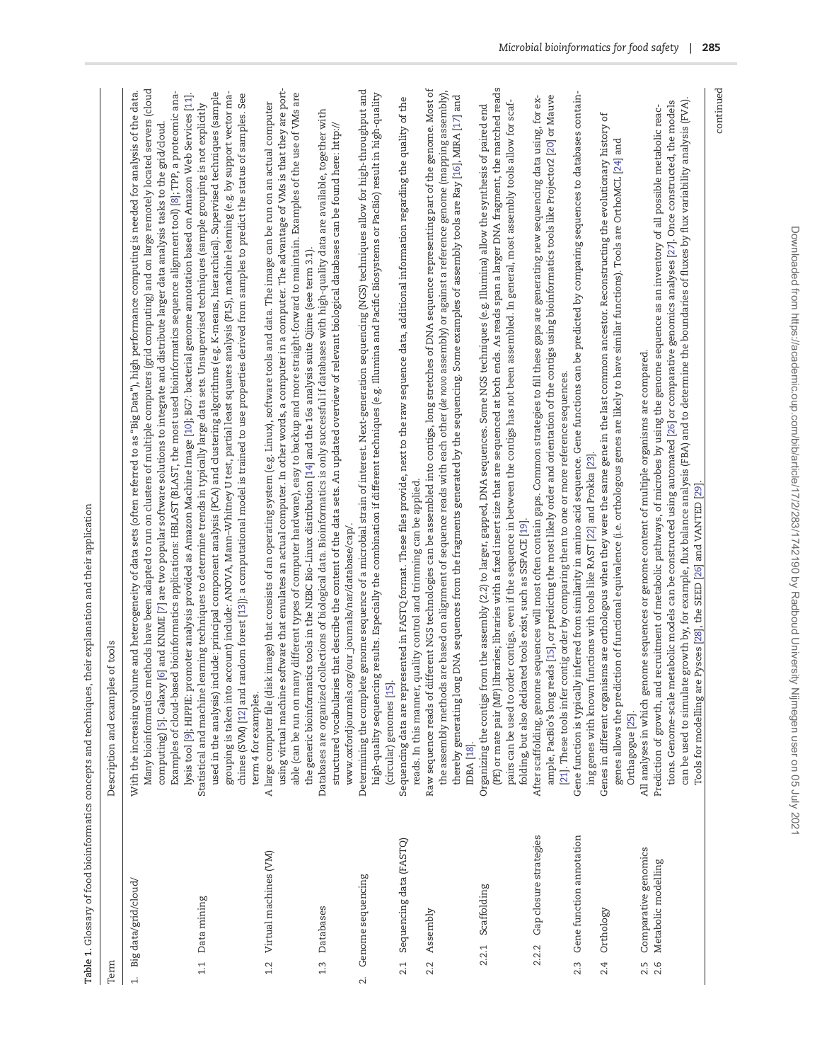**Table 1.** Glossary of food bioinformatics concepts and techniques, their explanation and their application

| Term | Description and examples of tools |
|---|---|
| 1. Big data/grid/cloud/ | With the increasing volume and heterogeneity of data sets (often referred to as "Big Data"), high performance computing is needed for analysis of the data. Many bioinformatics methods have been adapted to run on clusters of multiple computers (grid computing) and on large remotely located servers (cloud computing) [5]. Galaxy [6] and KNIME [7] are two popular software solutions to integrate and distribute larger data analysis tasks to the grid/cloud. Examples of cloud-based bioinformatics applications: HBLAST (BLAST, the most used bioinformatics sequence alignment tool) [8]; TPP, a proteomic analysis tool [9]; HIPPIE: promoter analysis provided as Amazon Machine Image [10]; BG7: bacterial genome annotation based on Amazon Web Services [11]. |
| 1.1 Data mining | Statistical and machine learning techniques to determine trends in typically large data sets. Unsupervised techniques (sample grouping is not explicitly used in the analysis) include: principal component analysis (PCA) and clustering algorithms (e.g. K-means, hierarchical). Supervised techniques (sample grouping is taken into account) include: ANOVA, Mann–Whitney U test, partial least squares analysis (PLS), machine learning (e.g. by support vector machines (SVM) [12] and random forest [13]): a computational model is trained to use properties derived from samples to predict the status of samples. See term 4 for examples. |
| 1.2 Virtual machines (VM) | A large computer file (disk image) that consists of an operating system (e.g. Linux), software tools and data. The image can be run on an actual computer using virtual machine software that emulates an actual computer. In other words, a computer in a computer. The advantage of VMs is that they are portable (can be run on many different types of computer hardware), easy to backup and more straight-forward to maintain. Examples of the use of VMs are the generic bioinformatics tools in the NEBC Bio-Linux distribution [14] and the 16s analysis suite Qiime (see term 3.1). |
| 1.3 Databases | Databases are organized collections of biological data. Bioinformatics is only successful if databases with high-quality data are available, together with structured vocabularies that describe the content of the data sets. An updated overview of relevant biological databases can be found here: http://www.oxfordjournals.org/our_journals/nar/database/cap/. |
| 2. Genome sequencing | Determining the complete genome sequence of a microbial strain of interest. Next-generation sequencing (NGS) techniques allow for high-throughput and high-quality sequencing results. Especially the combination if different techniques (e.g. Illumina and Pacific Biosystems or PacBio) result in high-quality (circular) genomes [15]. |
| 2.1 Sequencing data (FASTQ) | Sequencing data are represented in FASTQ format. These files provide, next to the raw sequence data, additional information regarding the quality of the reads. In this manner, quality control and trimming can be applied. |
| 2.2 Assembly | Raw sequence reads of different NGS technologies can be assembled into contigs, long stretches of DNA sequence representing part of the genome. Most of the assembly methods are based on alignment of sequence reads with each other (*de novo* assembly) or against a reference genome (mapping assembly), thereby generating long DNA sequences from the fragments generated by the sequencing. Some examples of assembly tools are Ray [16], MIRA [17] and IDBA [18]. |
| 2.2.1 Scaffolding | Organizing the contigs from the assembly (2.2) to larger, gapped, DNA sequences. Some NGS techniques (e.g. Illumina) allow the synthesis of paired end (PE) or mate pair (MP) libraries; libraries with a fixed insert size that are sequenced at both ends. As reads span a larger DNA fragment, the matched reads pairs can be used to order contigs, even if the sequence in between the contigs has not been assembled. In general, most assembly tools allow for scaffolding, but also dedicated tools exist, such as SSPACE [19]. |
| 2.2.2 Gap closure strategies | After scaffolding, genome sequences will most often contain gaps. Common strategies to fill these gaps are generating new sequencing data using, for example, PacBio's long reads [15], or predicting the most likely order and orientation of the contigs using bioinformatics tools like Projector2 [20] or Mauve [21]. These tools infer contig order by comparing them to one or more reference sequences. |
| 2.3 Gene function annotation | Gene function is typically inferred from similarity in amino acid sequence. Gene functions can be predicted by comparing sequences to databases containing genes with known functions with tools like RAST [22] and Prokka [23]. |
| 2.4 Orthology | Genes in different organisms are orthologous when they were the same gene in the last common ancestor. Reconstructing the evolutionary history of genes allows the prediction of functional equivalence (i.e. orthologous genes are likely to have similar functions). Tools are OrthoMCL [24] and Orthagogue [25]. |
| 2.5 Comparative genomics | All analyses in which genome sequences or genome content of multiple organisms are compared. |
| 2.6 Metabolic modelling | Prediction of growth, and recruitment of metabolic pathways, of microbes by using the genome sequence as an inventory of all possible metabolic reactions. Genome-scale metabolic models can be constructed using automated [26] or comparative genomics analyses [27]. Once constructed, the models can be used to simulate growth by, for example, flux balance analysis (FBA) and to determine the boundaries of fluxes by flux variability analysis (FVA). Tools for modelling are Pysces [28], the SEED [26] and VANTED [29]. |

continued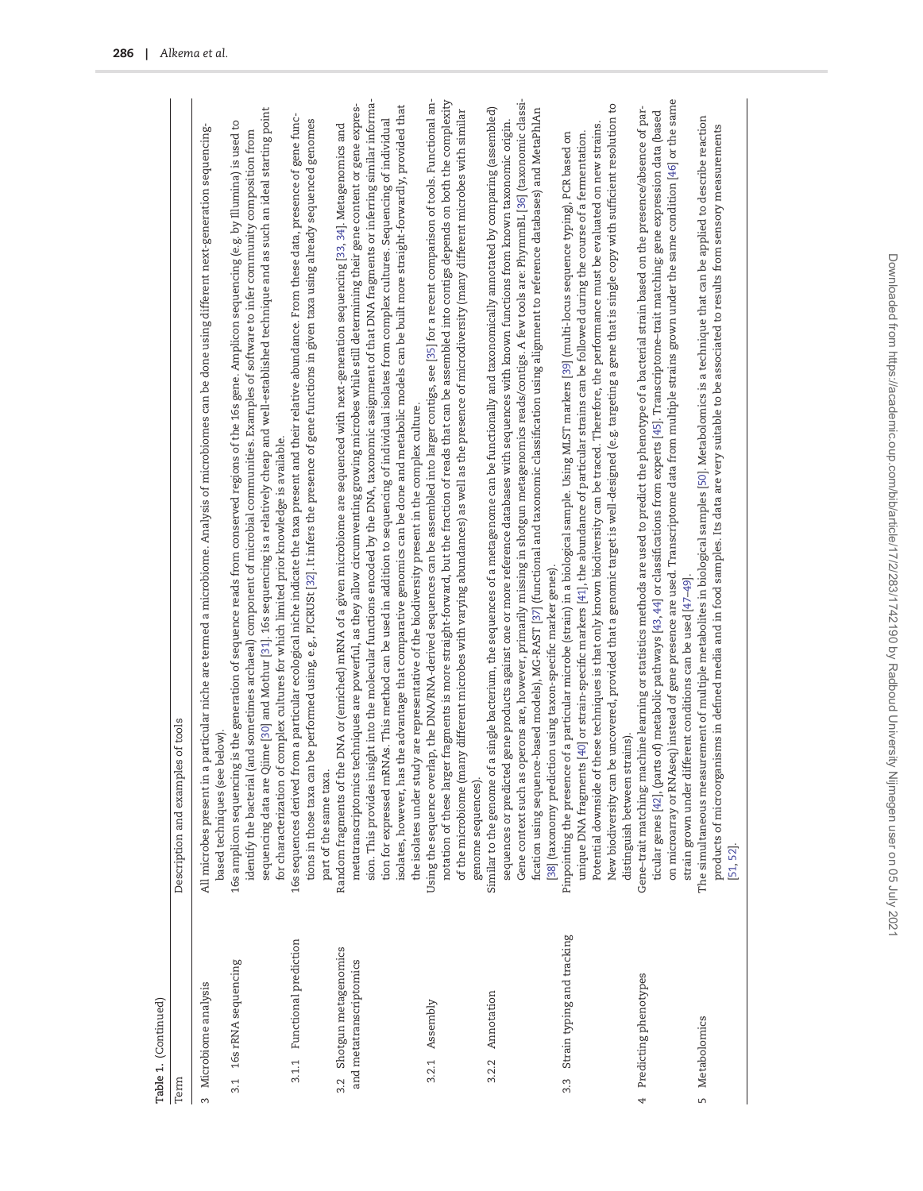**Table 1.** (Continued)

| Term | Description and examples of tools |
|---|---|
| 3 Microbiome analysis | All microbes present in a particular niche are termed a microbiome. Analysis of microbiomes can be done using different next-generation sequencing-based techniques (see below). |
| 3.1 16s rRNA sequencing | 16s amplicon sequencing is the generation of sequence reads from conserved regions of the 16s gene. Amplicon sequencing (e.g. by Illumina) is used to identify the bacterial (and sometimes archaeal) component of microbial communities. Examples of software to infer community composition from sequencing data are Qiime [30] and Mothur [31]. 16s sequencing is a relatively cheap and well-established technique and as such an ideal starting point for characterization of complex cultures for which limited prior knowledge is available. |
| 3.1.1 Functional prediction | 16s sequences derived from a particular ecological niche indicate the taxa present and their relative abundance. From these data, presence of gene functions in those taxa can be performed using, e.g., PICRUSt [32]. It infers the presence of gene functions in given taxa using already sequenced genomes part of the same taxa. |
| 3.2 Shotgun metagenomics and metatranscriptomics | Random fragments of the DNA or (enriched) mRNA of a given microbiome are sequenced with next-generation sequencing [33, 34]. Metagenomics and metatranscriptomics techniques are powerful, as they allow circumventing growing microbes while still determining their gene content or gene expression. This provides insight into the molecular functions encoded by the DNA, taxonomic assignment of that DNA fragments or inferring similar information for expressed mRNAs. This method can be used in addition to sequencing of individual isolates from complex cultures. Sequencing of individual isolates, however, has the advantage that comparative genomics can be done and metabolic models can be built more straight-forwardly, provided that the isolates under study are representative of the biodiversity present in the complex culture. |
| 3.2.1 Assembly | Using the sequence overlap, the DNA/RNA-derived sequences can be assembled into larger contigs, see [35] for a recent comparison of tools. Functional annotation of these larger fragments is more straight-forward, but the fraction of reads that can be assembled into contigs depends on both the complexity of the microbiome (many different microbes with varying abundances) as well as the presence of microdiversity (many different microbes with similar genome sequences). |
| 3.2.2 Annotation | Similar to the genome of a single bacterium, the sequences of a metagenome can be functionally and taxonomically annotated by comparing (assembled) sequences or predicted gene products against one or more reference databases with sequences with known functions from known taxonomic origin. Gene context such as operons are, however, primarily missing in shotgun metagenomics reads/contigs. A few tools are: PhymmBL [36] (taxonomic classification using sequence-based models), MG-RAST [37] (functional and taxonomic classification using alignment to reference databases) and MetaPhlAn [38] (taxonomy prediction using taxon-specific marker genes). |
| 3.3 Strain typing and tracking | Pinpointing the presence of a particular microbe (strain) in a biological sample. Using MLST markers [39] (multi-locus sequence typing), PCR based on unique DNA fragments [40] or strain-specific markers [41], the abundance of particular strains can be followed during the course of a fermentation. Potential downside of these techniques is that only known biodiversity can be traced. Therefore, the performance must be evaluated on new strains. New biodiversity can be uncovered, provided that a genomic target is well-designed (e.g. targeting a gene that is single copy with sufficient resolution to distinguish between strains). |
| 4 Predicting phenotypes | Gene–trait matching: machine learning or statistics methods are used to predict the phenotype of a bacterial strain based on the presence/absence of particular genes [42], (parts of) metabolic pathways [43, 44] or classifications from experts [45]. Transcriptome–trait matching: gene expression data (based on microarray or RNAseq) instead of gene presence are used. Transcriptome data from multiple strains grown under the same condition [46] or the same strain grown under different conditions can be used [47–49]. |
| 5 Metabolomics | The simultaneous measurement of multiple metabolites in biological samples [50]. Metabolomics is a technique that can be applied to describe reaction products of microorganisms in defined media and in food samples. Its data are very suitable to be associated to results from sensory measurements [51, 52]. |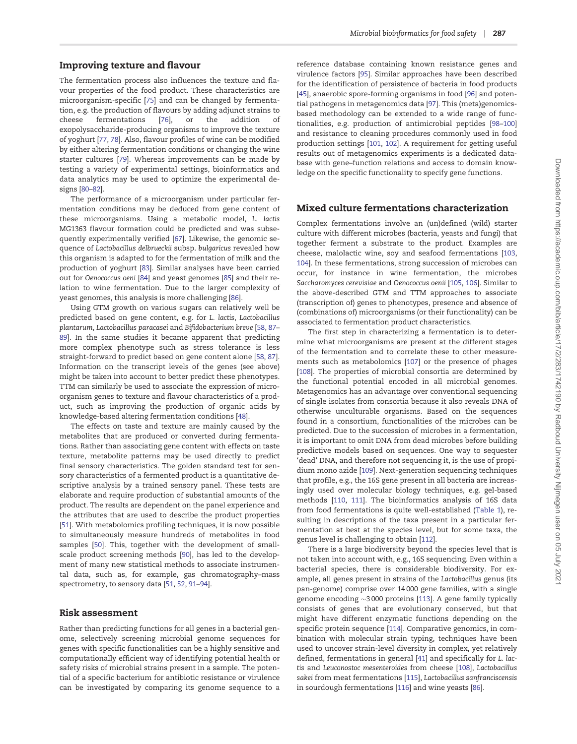## Improving texture and flavour

The fermentation process also influences the texture and flavour properties of the food product. These characteristics are microorganism-specific [75] and can be changed by fermentation, e.g. the production of flavours by adding adjunct strains to cheese fermentations [76], or the addition of exopolysaccharide-producing organisms to improve the texture of yoghurt [77, 78]. Also, flavour profiles of wine can be modified by either altering fermentation conditions or changing the wine starter cultures [79]. Whereas improvements can be made by testing a variety of experimental settings, bioinformatics and data analytics may be used to optimize the experimental designs [80–82].

The performance of a microorganism under particular fermentation conditions may be deduced from gene content of these microorganisms. Using a metabolic model, *L. lactis* MG1363 flavour formation could be predicted and was subsequently experimentally verified [67]. Likewise, the genomic sequence of *Lactobacillus delbrueckii* subsp. *bulgaricus* revealed how this organism is adapted to for the fermentation of milk and the production of yoghurt [83]. Similar analyses have been carried out for *Oenococcus oeni* [84] and yeast genomes [85] and their relation to wine fermentation. Due to the larger complexity of yeast genomes, this analysis is more challenging [86].

Using GTM growth on various sugars can relatively well be predicted based on gene content, e.g. for *L. lactis*, *Lactobacillus plantarum*, *Lactobacillus paracasei* and *Bifidobacterium breve* [58, 87–89]. In the same studies it became apparent that predicting more complex phenotype such as stress tolerance is less straight-forward to predict based on gene content alone [58, 87]. Information on the transcript levels of the genes (see above) might be taken into account to better predict these phenotypes. TTM can similarly be used to associate the expression of microorganism genes to texture and flavour characteristics of a product, such as improving the production of organic acids by knowledge-based altering fermentation conditions [48].

The effects on taste and texture are mainly caused by the metabolites that are produced or converted during fermentations. Rather than associating gene content with effects on taste texture, metabolite patterns may be used directly to predict final sensory characteristics. The golden standard test for sensory characteristics of a fermented product is a quantitative descriptive analysis by a trained sensory panel. These tests are elaborate and require production of substantial amounts of the product. The results are dependent on the panel experience and the attributes that are used to describe the product properties [51]. With metabolomics profiling techniques, it is now possible to simultaneously measure hundreds of metabolites in food samples [50]. This, together with the development of small-scale product screening methods [90], has led to the development of many new statistical methods to associate instrumental data, such as, for example, gas chromatography–mass spectrometry, to sensory data [51, 52, 91–94].

## Risk assessment

Rather than predicting functions for all genes in a bacterial genome, selectively screening microbial genome sequences for genes with specific functionalities can be a highly sensitive and computationally efficient way of identifying potential health or safety risks of microbial strains present in a sample. The potential of a specific bacterium for antibiotic resistance or virulence can be investigated by comparing its genome sequence to a reference database containing known resistance genes and virulence factors [95]. Similar approaches have been described for the identification of persistence of bacteria in food products [45], anaerobic spore-forming organisms in food [96] and potential pathogens in metagenomics data [97]. This (meta)genomics-based methodology can be extended to a wide range of functionalities, e.g. production of antimicrobial peptides [98–100] and resistance to cleaning procedures commonly used in food production settings [101, 102]. A requirement for getting useful results out of metagenomics experiments is a dedicated database with gene–function relations and access to domain knowledge on the specific functionality to specify gene functions.

## Mixed culture fermentations characterization

Complex fermentations involve an (un)defined (wild) starter culture with different microbes (bacteria, yeasts and fungi) that together ferment a substrate to the product. Examples are cheese, malolactic wine, soy and seafood fermentations [103, 104]. In these fermentations, strong succession of microbes can occur, for instance in wine fermentation, the microbes *Saccharomyces cerevisiae* and *Oenococcus oenii* [105, 106]. Similar to the above-described GTM and TTM approaches to associate (transcription of) genes to phenotypes, presence and absence of (combinations of) microorganisms (or their functionality) can be associated to fermentation product characteristics.

The first step in characterizing a fermentation is to determine what microorganisms are present at the different stages of the fermentation and to correlate these to other measurements such as metabolomics [107] or the presence of phages [108]. The properties of microbial consortia are determined by the functional potential encoded in all microbial genomes. Metagenomics has an advantage over conventional sequencing of single isolates from consortia because it also reveals DNA of otherwise unculturable organisms. Based on the sequences found in a consortium, functionalities of the microbes can be predicted. Due to the succession of microbes in a fermentation, it is important to omit DNA from dead microbes before building predictive models based on sequences. One way to sequester 'dead' DNA, and therefore not sequencing it, is the use of propidium mono azide [109]. Next-generation sequencing techniques that profile, e.g., the 16S gene present in all bacteria are increasingly used over molecular biology techniques, e.g. gel-based methods [110, 111]. The bioinformatics analysis of 16S data from food fermentations is quite well-established (Table 1), resulting in descriptions of the taxa present in a particular fermentation at best at the species level, but for some taxa, the genus level is challenging to obtain [112].

There is a large biodiversity beyond the species level that is not taken into account with, e.g., 16S sequencing. Even within a bacterial species, there is considerable biodiversity. For example, all genes present in strains of the *Lactobacillus* genus (its pan-genome) comprise over 14 000 gene families, with a single genome encoding ~3 000 proteins [113]. A gene family typically consists of genes that are evolutionary conserved, but that might have different enzymatic functions depending on the specific protein sequence [114]. Comparative genomics, in combination with molecular strain typing, techniques have been used to uncover strain-level diversity in complex, yet relatively defined, fermentations in general [41] and specifically for *L. lactis* and *Leuconostoc mesenteroides* from cheese [108], *Lactobacillus sakei* from meat fermentations [115], *Lactobacillus sanfranciscensis* in sourdough fermentations [116] and wine yeasts [86].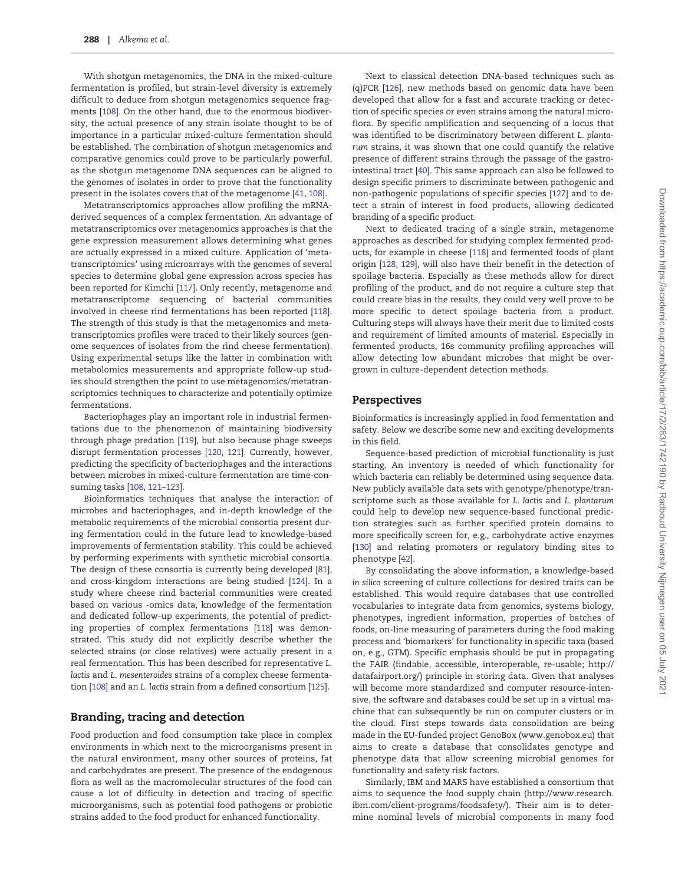With shotgun metagenomics, the DNA in the mixed-culture fermentation is profiled, but strain-level diversity is extremely difficult to deduce from shotgun metagenomics sequence fragments [108]. On the other hand, due to the enormous biodiversity, the actual presence of any strain isolate thought to be of importance in a particular mixed-culture fermentation should be established. The combination of shotgun metagenomics and comparative genomics could prove to be particularly powerful, as the shotgun metagenome DNA sequences can be aligned to the genomes of isolates in order to prove that the functionality present in the isolates covers that of the metagenome [41, 108].

Metatranscriptomics approaches allow profiling the mRNA-derived sequences of a complex fermentation. An advantage of metatranscriptomics over metagenomics approaches is that the gene expression measurement allows determining what genes are actually expressed in a mixed culture. Application of 'metatranscriptomics' using microarrays with the genomes of several species to determine global gene expression across species has been reported for Kimchi [117]. Only recently, metagenome and metatranscriptome sequencing of bacterial communities involved in cheese rind fermentations has been reported [118]. The strength of this study is that the metagenomics and metatranscriptomics profiles were traced to their likely sources (genome sequences of isolates from the rind cheese fermentation). Using experimental setups like the latter in combination with metabolomics measurements and appropriate follow-up studies should strengthen the point to use metagenomics/metatranscriptomics techniques to characterize and potentially optimize fermentations.

Bacteriophages play an important role in industrial fermentations due to the phenomenon of maintaining biodiversity through phage predation [119], but also because phage sweeps disrupt fermentation processes [120, 121]. Currently, however, predicting the specificity of bacteriophages and the interactions between microbes in mixed-culture fermentation are time-consuming tasks [108, 121–123].

Bioinformatics techniques that analyse the interaction of microbes and bacteriophages, and in-depth knowledge of the metabolic requirements of the microbial consortia present during fermentation could in the future lead to knowledge-based improvements of fermentation stability. This could be achieved by performing experiments with synthetic microbial consortia. The design of these consortia is currently being developed [81], and cross-kingdom interactions are being studied [124]. In a study where cheese rind bacterial communities were created based on various -omics data, knowledge of the fermentation and dedicated follow-up experiments, the potential of predicting properties of complex fermentations [118] was demonstrated. This study did not explicitly describe whether the selected strains (or close relatives) were actually present in a real fermentation. This has been described for representative *L. lactis* and *L. mesenteroides* strains of a complex cheese fermentation [108] and an *L. lactis* strain from a defined consortium [125].

## Branding, tracing and detection

Food production and food consumption take place in complex environments in which next to the microorganisms present in the natural environment, many other sources of proteins, fat and carbohydrates are present. The presence of the endogenous flora as well as the macromolecular structures of the food can cause a lot of difficulty in detection and tracing of specific microorganisms, such as potential food pathogens or probiotic strains added to the food product for enhanced functionality.

Next to classical detection DNA-based techniques such as (q)PCR [126], new methods based on genomic data have been developed that allow for a fast and accurate tracking or detection of specific species or even strains among the natural microflora. By specific amplification and sequencing of a locus that was identified to be discriminatory between different *L. plantarum* strains, it was shown that one could quantify the relative presence of different strains through the passage of the gastrointestinal tract [40]. This same approach can also be followed to design specific primers to discriminate between pathogenic and non-pathogenic populations of specific species [127] and to detect a strain of interest in food products, allowing dedicated branding of a specific product.

Next to dedicated tracing of a single strain, metagenome approaches as described for studying complex fermented products, for example in cheese [118] and fermented foods of plant origin [128, 129], will also have their benefit in the detection of spoilage bacteria. Especially as these methods allow for direct profiling of the product, and do not require a culture step that could create bias in the results, they could very well prove to be more specific to detect spoilage bacteria from a product. Culturing steps will always have their merit due to limited costs and requirement of limited amounts of material. Especially in fermented products, 16s community profiling approaches will allow detecting low abundant microbes that might be overgrown in culture-dependent detection methods.

## Perspectives

Bioinformatics is increasingly applied in food fermentation and safety. Below we describe some new and exciting developments in this field.

Sequence-based prediction of microbial functionality is just starting. An inventory is needed of which functionality for which bacteria can reliably be determined using sequence data. New publicly available data sets with genotype/phenotype/transcriptome such as those available for *L. lactis* and *L. plantarum* could help to develop new sequence-based functional prediction strategies such as further specified protein domains to more specifically screen for, e.g., carbohydrate active enzymes [130] and relating promoters or regulatory binding sites to phenotype [42].

By consolidating the above information, a knowledge-based *in silico* screening of culture collections for desired traits can be established. This would require databases that use controlled vocabularies to integrate data from genomics, systems biology, phenotypes, ingredient information, properties of batches of foods, on-line measuring of parameters during the food making process and 'biomarkers' for functionality in specific taxa (based on, e.g., GTM). Specific emphasis should be put in propagating the FAIR (findable, accessible, interoperable, re-usable; http://datafairport.org/) principle in storing data. Given that analyses will become more standardized and computer resource-intensive, the software and databases could be set up in a virtual machine that can subsequently be run on computer clusters or in the cloud. First steps towards data consolidation are being made in the EU-funded project GenoBox (www.genobox.eu) that aims to create a database that consolidates genotype and phenotype data that allow screening microbial genomes for functionality and safety risk factors.

Similarly, IBM and MARS have established a consortium that aims to sequence the food supply chain (http://www.research.ibm.com/client-programs/foodsafety/). Their aim is to determine nominal levels of microbial components in many food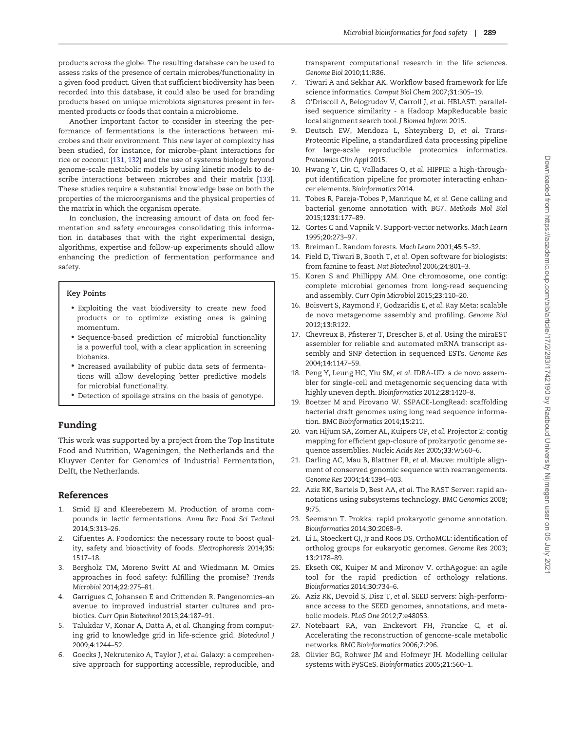products across the globe. The resulting database can be used to assess risks of the presence of certain microbes/functionality in a given food product. Given that sufficient biodiversity has been recorded into this database, it could also be used for branding products based on unique microbiota signatures present in fermented products or foods that contain a microbiome.

Another important factor to consider in steering the performance of fermentations is the interactions between microbes and their environment. This new layer of complexity has been studied, for instance, for microbe–plant interactions for rice or coconut [131, 132] and the use of systems biology beyond genome-scale metabolic models by using kinetic models to describe interactions between microbes and their matrix [133]. These studies require a substantial knowledge base on both the properties of the microorganisms and the physical properties of the matrix in which the organism operate.

In conclusion, the increasing amount of data on food fermentation and safety encourages consolidating this information in databases that with the right experimental design, algorithms, expertise and follow-up experiments should allow enhancing the prediction of fermentation performance and safety.

**Key Points**

- Exploiting the vast biodiversity to create new food products or to optimize existing ones is gaining momentum.
- Sequence-based prediction of microbial functionality is a powerful tool, with a clear application in screening biobanks.
- Increased availability of public data sets of fermentations will allow developing better predictive models for microbial functionality.
- Detection of spoilage strains on the basis of genotype.

## Funding

This work was supported by a project from the Top Institute Food and Nutrition, Wageningen, the Netherlands and the Kluyver Center for Genomics of Industrial Fermentation, Delft, the Netherlands.

## References

1. Smid EJ and Kleerebezem M. Production of aroma compounds in lactic fermentations. *Annu Rev Food Sci Technol* 2014;**5**:313–26.
2. Cifuentes A. Foodomics: the necessary route to boost quality, safety and bioactivity of foods. *Electrophoresis* 2014;**35**: 1517–18.
3. Bergholz TM, Moreno Switt AI and Wiedmann M. Omics approaches in food safety: fulfilling the promise? *Trends Microbiol* 2014;**22**:275–81.
4. Garrigues C, Johansen E and Crittenden R. Pangenomics–an avenue to improved industrial starter cultures and probiotics. *Curr Opin Biotechnol* 2013;**24**:187–91.
5. Talukdar V, Konar A, Datta A, *et al.* Changing from computing grid to knowledge grid in life-science grid. *Biotechnol J* 2009;**4**:1244–52.
6. Goecks J, Nekrutenko A, Taylor J, *et al.* Galaxy: a comprehensive approach for supporting accessible, reproducible, and transparent computational research in the life sciences. *Genome Biol* 2010;**11**:R86.
7. Tiwari A and Sekhar AK. Workflow based framework for life science informatics. *Comput Biol Chem* 2007;**31**:305–19.
8. O'Driscoll A, Belogrudov V, Carroll J, *et al.* HBLAST: parallelised sequence similarity - a Hadoop MapReducable basic local alignment search tool. *J Biomed Inform* 2015.
9. Deutsch EW, Mendoza L, Shteynberg D, *et al.* Trans-Proteomic Pipeline, a standardized data processing pipeline for large-scale reproducible proteomics informatics. *Proteomics Clin Appl* 2015.
10. Hwang Y, Lin C, Valladares O, *et al.* HIPPIE: a high-throughput identification pipeline for promoter interacting enhancer elements. *Bioinformatics* 2014.
11. Tobes R, Pareja-Tobes P, Manrique M, *et al.* Gene calling and bacterial genome annotation with BG7. *Methods Mol Biol* 2015;**1231**:177–89.
12. Cortes C and Vapnik V. Support-vector networks. *Mach Learn* 1995;**20**:273–97.
13. Breiman L. Random forests. *Mach Learn* 2001;**45**:5–32.
14. Field D, Tiwari B, Booth T, *et al.* Open software for biologists: from famine to feast. *Nat Biotechnol* 2006;**24**:801–3.
15. Koren S and Phillippy AM. One chromosome, one contig: complete microbial genomes from long-read sequencing and assembly. *Curr Opin Microbiol* 2015;**23**:110–20.
16. Boisvert S, Raymond F, Godzaridis E, *et al.* Ray Meta: scalable de novo metagenome assembly and profiling. *Genome Biol* 2012;**13**:R122.
17. Chevreux B, Pfisterer T, Drescher B, *et al.* Using the miraEST assembler for reliable and automated mRNA transcript assembly and SNP detection in sequenced ESTs. *Genome Res* 2004;**14**:1147–59.
18. Peng Y, Leung HC, Yiu SM, *et al.* IDBA-UD: a de novo assembler for single-cell and metagenomic sequencing data with highly uneven depth. *Bioinformatics* 2012;**28**:1420–8.
19. Boetzer M and Pirovano W. SSPACE-LongRead: scaffolding bacterial draft genomes using long read sequence information. *BMC Bioinformatics* 2014;**15**:211.
20. van Hijum SA, Zomer AL, Kuipers OP, *et al.* Projector 2: contig mapping for efficient gap-closure of prokaryotic genome sequence assemblies. *Nucleic Acids Res* 2005;**33**:W560–6.
21. Darling AC, Mau B, Blattner FR, *et al.* Mauve: multiple alignment of conserved genomic sequence with rearrangements. *Genome Res* 2004;**14**:1394–403.
22. Aziz RK, Bartels D, Best AA, *et al.* The RAST Server: rapid annotations using subsystems technology. *BMC Genomics* 2008; **9**:75.
23. Seemann T. Prokka: rapid prokaryotic genome annotation. *Bioinformatics* 2014;**30**:2068–9.
24. Li L, Stoeckert CJ, Jr and Roos DS. OrthoMCL: identification of ortholog groups for eukaryotic genomes. *Genome Res* 2003; **13**:2178–89.
25. Ekseth OK, Kuiper M and Mironov V. orthAgogue: an agile tool for the rapid prediction of orthology relations. *Bioinformatics* 2014;**30**:734–6.
26. Aziz RK, Devoid S, Disz T, *et al.* SEED servers: high-performance access to the SEED genomes, annotations, and metabolic models. *PLoS One* 2012;**7**:e48053.
27. Notebaart RA, van Enckevort FH, Francke C, *et al.* Accelerating the reconstruction of genome-scale metabolic networks. *BMC Bioinformatics* 2006;**7**:296.
28. Olivier BG, Rohwer JM and Hofmeyr JH. Modelling cellular systems with PySCeS. *Bioinformatics* 2005;**21**:560–1.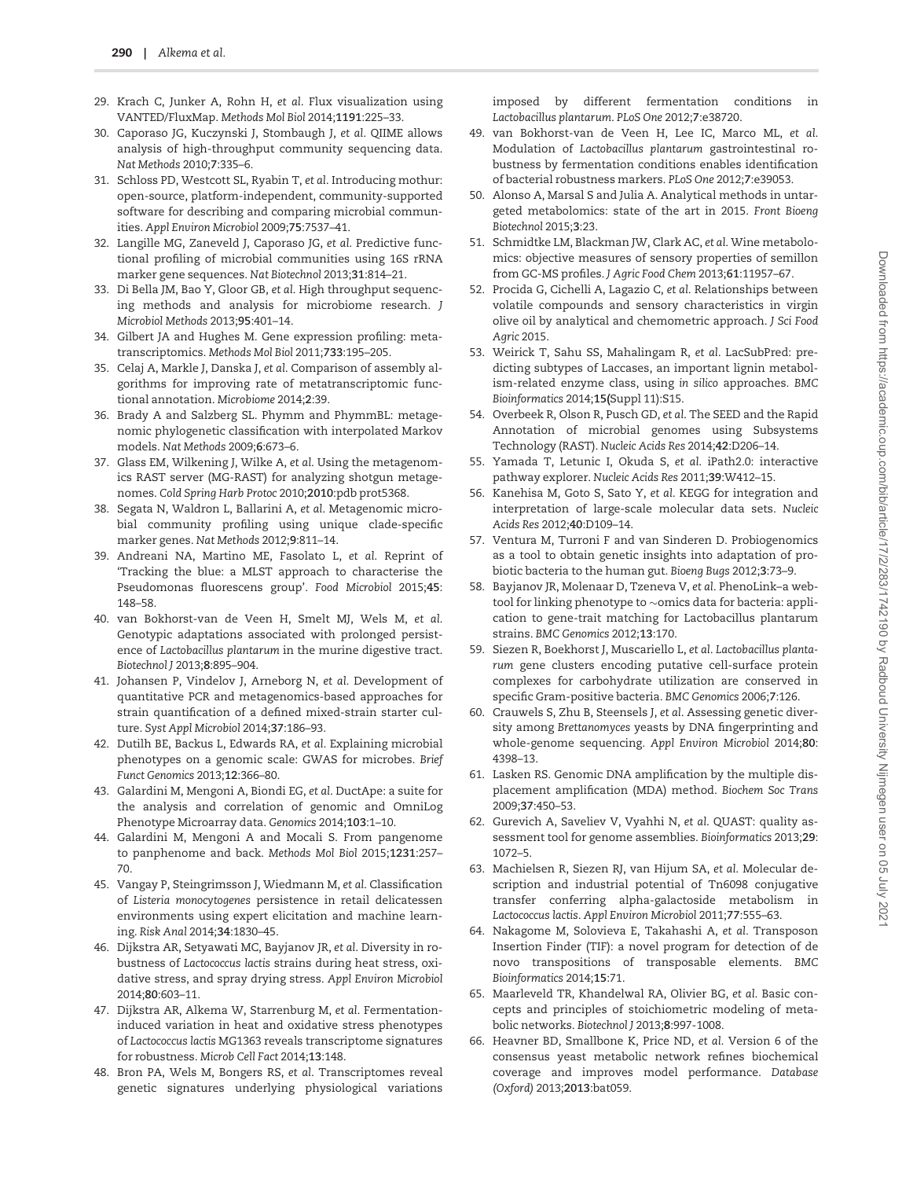29. Krach C, Junker A, Rohn H, *et al.* Flux visualization using VANTED/FluxMap. *Methods Mol Biol* 2014;**1191**:225–33.
30. Caporaso JG, Kuczynski J, Stombaugh J, *et al.* QIIME allows analysis of high-throughput community sequencing data. *Nat Methods* 2010;**7**:335–6.
31. Schloss PD, Westcott SL, Ryabin T, *et al.* Introducing mothur: open-source, platform-independent, community-supported software for describing and comparing microbial communities. *Appl Environ Microbiol* 2009;**75**:7537–41.
32. Langille MG, Zaneveld J, Caporaso JG, *et al.* Predictive functional profiling of microbial communities using 16S rRNA marker gene sequences. *Nat Biotechnol* 2013;**31**:814–21.
33. Di Bella JM, Bao Y, Gloor GB, *et al.* High throughput sequencing methods and analysis for microbiome research. *J Microbiol Methods* 2013;**95**:401–14.
34. Gilbert JA and Hughes M. Gene expression profiling: metatranscriptomics. *Methods Mol Biol* 2011;**733**:195–205.
35. Celaj A, Markle J, Danska J, *et al.* Comparison of assembly algorithms for improving rate of metatranscriptomic functional annotation. *Microbiome* 2014;**2**:39.
36. Brady A and Salzberg SL. Phymm and PhymmBL: metagenomic phylogenetic classification with interpolated Markov models. *Nat Methods* 2009;**6**:673–6.
37. Glass EM, Wilkening J, Wilke A, *et al.* Using the metagenomics RAST server (MG-RAST) for analyzing shotgun metagenomes. *Cold Spring Harb Protoc* 2010;**2010**:pdb prot5368.
38. Segata N, Waldron L, Ballarini A, *et al.* Metagenomic microbial community profiling using unique clade-specific marker genes. *Nat Methods* 2012;**9**:811–14.
39. Andreani NA, Martino ME, Fasolato L, *et al.* Reprint of 'Tracking the blue: a MLST approach to characterise the Pseudomonas fluorescens group'. *Food Microbiol* 2015;**45**: 148–58.
40. van Bokhorst-van de Veen H, Smelt MJ, Wels M, *et al.* Genotypic adaptations associated with prolonged persistence of *Lactobacillus plantarum* in the murine digestive tract. *Biotechnol J* 2013;**8**:895–904.
41. Johansen P, Vindelov J, Arneborg N, *et al.* Development of quantitative PCR and metagenomics-based approaches for strain quantification of a defined mixed-strain starter culture. *Syst Appl Microbiol* 2014;**37**:186–93.
42. Dutilh BE, Backus L, Edwards RA, *et al.* Explaining microbial phenotypes on a genomic scale: GWAS for microbes. *Brief Funct Genomics* 2013;**12**:366–80.
43. Galardini M, Mengoni A, Biondi EG, *et al.* DuctApe: a suite for the analysis and correlation of genomic and OmniLog Phenotype Microarray data. *Genomics* 2014;**103**:1–10.
44. Galardini M, Mengoni A and Mocali S. From pangenome to panphenome and back. *Methods Mol Biol* 2015;**1231**:257–70.
45. Vangay P, Steingrimsson J, Wiedmann M, *et al.* Classification of *Listeria monocytogenes* persistence in retail delicatessen environments using expert elicitation and machine learning. *Risk Anal* 2014;**34**:1830–45.
46. Dijkstra AR, Setyawati MC, Bayjanov JR, *et al.* Diversity in robustness of *Lactococcus lactis* strains during heat stress, oxidative stress, and spray drying stress. *Appl Environ Microbiol* 2014;**80**:603–11.
47. Dijkstra AR, Alkema W, Starrenburg M, *et al.* Fermentation-induced variation in heat and oxidative stress phenotypes of *Lactococcus lactis* MG1363 reveals transcriptome signatures for robustness. *Microb Cell Fact* 2014;**13**:148.
48. Bron PA, Wels M, Bongers RS, *et al.* Transcriptomes reveal genetic signatures underlying physiological variations imposed by different fermentation conditions in *Lactobacillus plantarum*. *PLoS One* 2012;**7**:e38720.
49. van Bokhorst-van de Veen H, Lee IC, Marco ML, *et al.* Modulation of *Lactobacillus plantarum* gastrointestinal robustness by fermentation conditions enables identification of bacterial robustness markers. *PLoS One* 2012;**7**:e39053.
50. Alonso A, Marsal S and Julia A. Analytical methods in untargeted metabolomics: state of the art in 2015. *Front Bioeng Biotechnol* 2015;**3**:23.
51. Schmidtke LM, Blackman JW, Clark AC, *et al.* Wine metabolomics: objective measures of sensory properties of semillon from GC-MS profiles. *J Agric Food Chem* 2013;**61**:11957–67.
52. Procida G, Cichelli A, Lagazio C, *et al.* Relationships between volatile compounds and sensory characteristics in virgin olive oil by analytical and chemometric approach. *J Sci Food Agric* 2015.
53. Weirick T, Sahu SS, Mahalingam R, *et al.* LacSubPred: predicting subtypes of Laccases, an important lignin metabolism-related enzyme class, using *in silico* approaches. *BMC Bioinformatics* 2014;**15(**Suppl 11):S15.
54. Overbeek R, Olson R, Pusch GD, *et al.* The SEED and the Rapid Annotation of microbial genomes using Subsystems Technology (RAST). *Nucleic Acids Res* 2014;**42**:D206–14.
55. Yamada T, Letunic I, Okuda S, *et al.* iPath2.0: interactive pathway explorer. *Nucleic Acids Res* 2011;**39**:W412–15.
56. Kanehisa M, Goto S, Sato Y, *et al.* KEGG for integration and interpretation of large-scale molecular data sets. *Nucleic Acids Res* 2012;**40**:D109–14.
57. Ventura M, Turroni F and van Sinderen D. Probiogenomics as a tool to obtain genetic insights into adaptation of probiotic bacteria to the human gut. *Bioeng Bugs* 2012;**3**:73–9.
58. Bayjanov JR, Molenaar D, Tzeneva V, *et al.* PhenoLink–a web-tool for linking phenotype to ∼omics data for bacteria: application to gene-trait matching for Lactobacillus plantarum strains. *BMC Genomics* 2012;**13**:170.
59. Siezen R, Boekhorst J, Muscariello L, *et al.* *Lactobacillus plantarum* gene clusters encoding putative cell-surface protein complexes for carbohydrate utilization are conserved in specific Gram-positive bacteria. *BMC Genomics* 2006;**7**:126.
60. Crauwels S, Zhu B, Steensels J, *et al.* Assessing genetic diversity among *Brettanomyces* yeasts by DNA fingerprinting and whole-genome sequencing. *Appl Environ Microbiol* 2014;**80**: 4398–13.
61. Lasken RS. Genomic DNA amplification by the multiple displacement amplification (MDA) method. *Biochem Soc Trans* 2009;**37**:450–53.
62. Gurevich A, Saveliev V, Vyahhi N, *et al.* QUAST: quality assessment tool for genome assemblies. *Bioinformatics* 2013;**29**: 1072–5.
63. Machielsen R, Siezen RJ, van Hijum SA, *et al.* Molecular description and industrial potential of Tn6098 conjugative transfer conferring alpha-galactoside metabolism in *Lactococcus lactis*. *Appl Environ Microbiol* 2011;**77**:555–63.
64. Nakagome M, Solovieva E, Takahashi A, *et al.* Transposon Insertion Finder (TIF): a novel program for detection of de novo transpositions of transposable elements. *BMC Bioinformatics* 2014;**15**:71.
65. Maarleveld TR, Khandelwal RA, Olivier BG, *et al.* Basic concepts and principles of stoichiometric modeling of metabolic networks. *Biotechnol J* 2013;**8**:997-1008.
66. Heavner BD, Smallbone K, Price ND, *et al.* Version 6 of the consensus yeast metabolic network refines biochemical coverage and improves model performance. *Database (Oxford)* 2013;**2013**:bat059.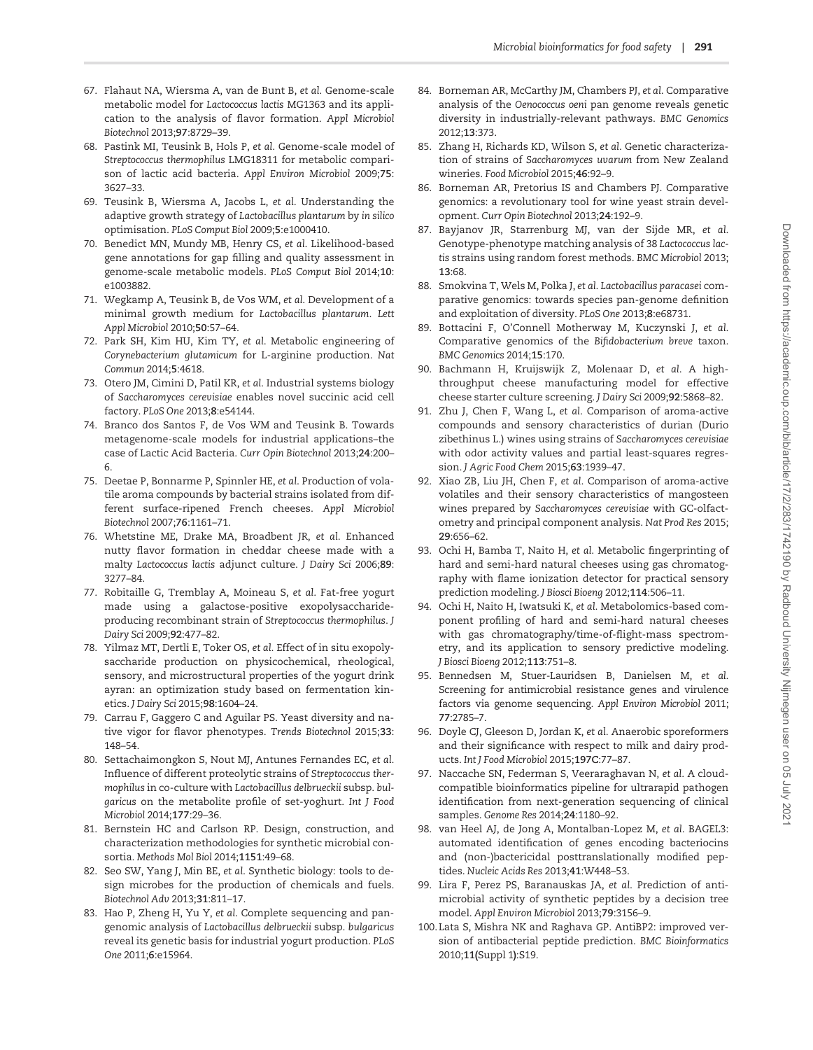67. Flahaut NA, Wiersma A, van de Bunt B, *et al*. Genome-scale metabolic model for *Lactococcus lactis* MG1363 and its application to the analysis of flavor formation. *Appl Microbiol Biotechnol* 2013;**97**:8729–39.
68. Pastink MI, Teusink B, Hols P, *et al*. Genome-scale model of *Streptococcus thermophilus* LMG18311 for metabolic comparison of lactic acid bacteria. *Appl Environ Microbiol* 2009;**75**: 3627–33.
69. Teusink B, Wiersma A, Jacobs L, *et al*. Understanding the adaptive growth strategy of *Lactobacillus plantarum* by *in silico* optimisation. *PLoS Comput Biol* 2009;**5**:e1000410.
70. Benedict MN, Mundy MB, Henry CS, *et al*. Likelihood-based gene annotations for gap filling and quality assessment in genome-scale metabolic models. *PLoS Comput Biol* 2014;**10**: e1003882.
71. Wegkamp A, Teusink B, de Vos WM, *et al*. Development of a minimal growth medium for *Lactobacillus plantarum*. *Lett Appl Microbiol* 2010;**50**:57–64.
72. Park SH, Kim HU, Kim TY, *et al*. Metabolic engineering of *Corynebacterium glutamicum* for L-arginine production. *Nat Commun* 2014;**5**:4618.
73. Otero JM, Cimini D, Patil KR, *et al*. Industrial systems biology of *Saccharomyces cerevisiae* enables novel succinic acid cell factory. *PLoS One* 2013;**8**:e54144.
74. Branco dos Santos F, de Vos WM and Teusink B. Towards metagenome-scale models for industrial applications–the case of Lactic Acid Bacteria. *Curr Opin Biotechnol* 2013;**24**:200–6.
75. Deetae P, Bonnarme P, Spinnler HE, *et al*. Production of volatile aroma compounds by bacterial strains isolated from different surface-ripened French cheeses. *Appl Microbiol Biotechnol* 2007;**76**:1161–71.
76. Whetstine ME, Drake MA, Broadbent JR, *et al*. Enhanced nutty flavor formation in cheddar cheese made with a malty *Lactococcus lactis* adjunct culture. *J Dairy Sci* 2006;**89**: 3277–84.
77. Robitaille G, Tremblay A, Moineau S, *et al*. Fat-free yogurt made using a galactose-positive exopolysaccharide-producing recombinant strain of *Streptococcus thermophilus*. *J Dairy Sci* 2009;**92**:477–82.
78. Yilmaz MT, Dertli E, Toker OS, *et al*. Effect of in situ exopolysaccharide production on physicochemical, rheological, sensory, and microstructural properties of the yogurt drink ayran: an optimization study based on fermentation kinetics. *J Dairy Sci* 2015;**98**:1604–24.
79. Carrau F, Gaggero C and Aguilar PS. Yeast diversity and native vigor for flavor phenotypes. *Trends Biotechnol* 2015;**33**: 148–54.
80. Settachaimongkon S, Nout MJ, Antunes Fernandes EC, *et al*. Influence of different proteolytic strains of *Streptococcus thermophilus* in co-culture with *Lactobacillus delbrueckii* subsp. *bulgaricus* on the metabolite profile of set-yoghurt. *Int J Food Microbiol* 2014;**177**:29–36.
81. Bernstein HC and Carlson RP. Design, construction, and characterization methodologies for synthetic microbial consortia. *Methods Mol Biol* 2014;**1151**:49–68.
82. Seo SW, Yang J, Min BE, *et al*. Synthetic biology: tools to design microbes for the production of chemicals and fuels. *Biotechnol Adv* 2013;**31**:811–17.
83. Hao P, Zheng H, Yu Y, *et al*. Complete sequencing and pangenomic analysis of *Lactobacillus delbrueckii* subsp. *bulgaricus* reveal its genetic basis for industrial yogurt production. *PLoS One* 2011;**6**:e15964.
84. Borneman AR, McCarthy JM, Chambers PJ, *et al*. Comparative analysis of the *Oenococcus oeni* pan genome reveals genetic diversity in industrially-relevant pathways. *BMC Genomics* 2012;**13**:373.
85. Zhang H, Richards KD, Wilson S, *et al*. Genetic characterization of strains of *Saccharomyces uvarum* from New Zealand wineries. *Food Microbiol* 2015;**46**:92–9.
86. Borneman AR, Pretorius IS and Chambers PJ. Comparative genomics: a revolutionary tool for wine yeast strain development. *Curr Opin Biotechnol* 2013;**24**:192–9.
87. Bayjanov JR, Starrenburg MJ, van der Sijde MR, *et al*. Genotype-phenotype matching analysis of 38 *Lactococcus lactis* strains using random forest methods. *BMC Microbiol* 2013; **13**:68.
88. Smokvina T, Wels M, Polka J, *et al*. *Lactobacillus paracasei* comparative genomics: towards species pan-genome definition and exploitation of diversity. *PLoS One* 2013;**8**:e68731.
89. Bottacini F, O'Connell Motherway M, Kuczynski J, *et al*. Comparative genomics of the *Bifidobacterium breve* taxon. *BMC Genomics* 2014;**15**:170.
90. Bachmann H, Kruijswijk Z, Molenaar D, *et al*. A high-throughput cheese manufacturing model for effective cheese starter culture screening. *J Dairy Sci* 2009;**92**:5868–82.
91. Zhu J, Chen F, Wang L, *et al*. Comparison of aroma-active compounds and sensory characteristics of durian (Durio zibethinus L.) wines using strains of *Saccharomyces cerevisiae* with odor activity values and partial least-squares regression. *J Agric Food Chem* 2015;**63**:1939–47.
92. Xiao ZB, Liu JH, Chen F, *et al*. Comparison of aroma-active volatiles and their sensory characteristics of mangosteen wines prepared by *Saccharomyces cerevisiae* with GC-olfactometry and principal component analysis. *Nat Prod Res* 2015; **29**:656–62.
93. Ochi H, Bamba T, Naito H, *et al*. Metabolic fingerprinting of hard and semi-hard natural cheeses using gas chromatography with flame ionization detector for practical sensory prediction modeling. *J Biosci Bioeng* 2012;**114**:506–11.
94. Ochi H, Naito H, Iwatsuki K, *et al*. Metabolomics-based component profiling of hard and semi-hard natural cheeses with gas chromatography/time-of-flight-mass spectrometry, and its application to sensory predictive modeling. *J Biosci Bioeng* 2012;**113**:751–8.
95. Bennedsen M, Stuer-Lauridsen B, Danielsen M, *et al*. Screening for antimicrobial resistance genes and virulence factors via genome sequencing. *Appl Environ Microbiol* 2011; **77**:2785–7.
96. Doyle CJ, Gleeson D, Jordan K, *et al*. Anaerobic sporeformers and their significance with respect to milk and dairy products. *Int J Food Microbiol* 2015;**197C**:77–87.
97. Naccache SN, Federman S, Veeraraghavan N, *et al*. A cloud-compatible bioinformatics pipeline for ultrarapid pathogen identification from next-generation sequencing of clinical samples. *Genome Res* 2014;**24**:1180–92.
98. van Heel AJ, de Jong A, Montalban-Lopez M, *et al*. BAGEL3: automated identification of genes encoding bacteriocins and (non-)bactericidal posttranslationally modified peptides. *Nucleic Acids Res* 2013;**41**:W448–53.
99. Lira F, Perez PS, Baranauskas JA, *et al*. Prediction of antimicrobial activity of synthetic peptides by a decision tree model. *Appl Environ Microbiol* 2013;**79**:3156–9.
100. Lata S, Mishra NK and Raghava GP. AntiBP2: improved version of antibacterial peptide prediction. *BMC Bioinformatics* 2010;**11(**Suppl 1**)**:S19.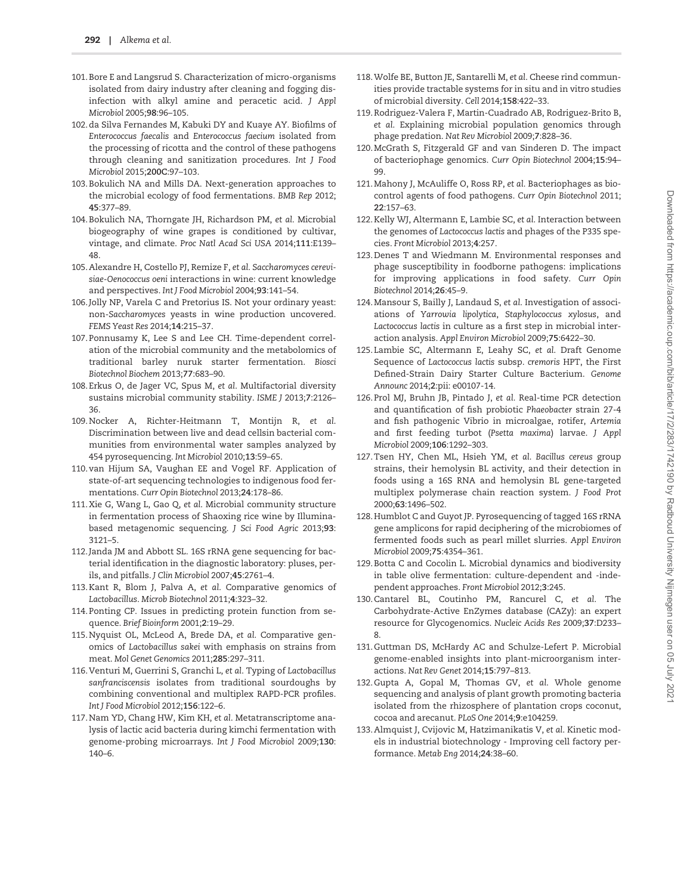101. Bore E and Langsrud S. Characterization of micro-organisms isolated from dairy industry after cleaning and fogging disinfection with alkyl amine and peracetic acid. *J Appl Microbiol* 2005;**98**:96–105.
102. da Silva Fernandes M, Kabuki DY and Kuaye AY. Biofilms of *Enterococcus faecalis* and *Enterococcus faecium* isolated from the processing of ricotta and the control of these pathogens through cleaning and sanitization procedures. *Int J Food Microbiol* 2015;**200C**:97–103.
103. Bokulich NA and Mills DA. Next-generation approaches to the microbial ecology of food fermentations. *BMB Rep* 2012; **45**:377–89.
104. Bokulich NA, Thorngate JH, Richardson PM, *et al.* Microbial biogeography of wine grapes is conditioned by cultivar, vintage, and climate. *Proc Natl Acad Sci USA* 2014;**111**:E139–48.
105. Alexandre H, Costello PJ, Remize F, *et al. Saccharomyces cerevisiae-Oenococcus oeni* interactions in wine: current knowledge and perspectives. *Int J Food Microbiol* 2004;**93**:141–54.
106. Jolly NP, Varela C and Pretorius IS. Not your ordinary yeast: non-*Saccharomyces* yeasts in wine production uncovered. *FEMS Yeast Res* 2014;**14**:215–37.
107. Ponnusamy K, Lee S and Lee CH. Time-dependent correlation of the microbial community and the metabolomics of traditional barley nuruk starter fermentation. *Biosci Biotechnol Biochem* 2013;**77**:683–90.
108. Erkus O, de Jager VC, Spus M, *et al.* Multifactorial diversity sustains microbial community stability. *ISME J* 2013;**7**:2126–36.
109. Nocker A, Richter-Heitmann T, Montijn R, *et al.* Discrimination between live and dead cellsin bacterial communities from environmental water samples analyzed by 454 pyrosequencing. *Int Microbiol* 2010;**13**:59–65.
110. van Hijum SA, Vaughan EE and Vogel RF. Application of state-of-art sequencing technologies to indigenous food fermentations. *Curr Opin Biotechnol* 2013;**24**:178–86.
111. Xie G, Wang L, Gao Q, *et al.* Microbial community structure in fermentation process of Shaoxing rice wine by Illumina-based metagenomic sequencing. *J Sci Food Agric* 2013;**93**: 3121–5.
112. Janda JM and Abbott SL. 16S rRNA gene sequencing for bacterial identification in the diagnostic laboratory: pluses, perils, and pitfalls. *J Clin Microbiol* 2007;**45**:2761–4.
113. Kant R, Blom J, Palva A, *et al.* Comparative genomics of *Lactobacillus*. *Microb Biotechnol* 2011;**4**:323–32.
114. Ponting CP. Issues in predicting protein function from sequence. *Brief Bioinform* 2001;**2**:19–29.
115. Nyquist OL, McLeod A, Brede DA, *et al.* Comparative genomics of *Lactobacillus sakei* with emphasis on strains from meat. *Mol Genet Genomics* 2011;**285**:297–311.
116. Venturi M, Guerrini S, Granchi L, *et al.* Typing of *Lactobacillus sanfranciscensis* isolates from traditional sourdoughs by combining conventional and multiplex RAPD-PCR profiles. *Int J Food Microbiol* 2012;**156**:122–6.
117. Nam YD, Chang HW, Kim KH, *et al.* Metatranscriptome analysis of lactic acid bacteria during kimchi fermentation with genome-probing microarrays. *Int J Food Microbiol* 2009;**130**: 140–6.
118. Wolfe BE, Button JE, Santarelli M, *et al.* Cheese rind communities provide tractable systems for in situ and in vitro studies of microbial diversity. *Cell* 2014;**158**:422–33.
119. Rodriguez-Valera F, Martin-Cuadrado AB, Rodriguez-Brito B, *et al.* Explaining microbial population genomics through phage predation. *Nat Rev Microbiol* 2009;**7**:828–36.
120. McGrath S, Fitzgerald GF and van Sinderen D. The impact of bacteriophage genomics. *Curr Opin Biotechnol* 2004;**15**:94–99.
121. Mahony J, McAuliffe O, Ross RP, *et al.* Bacteriophages as biocontrol agents of food pathogens. *Curr Opin Biotechnol* 2011; **22**:157–63.
122. Kelly WJ, Altermann E, Lambie SC, *et al.* Interaction between the genomes of *Lactococcus lactis* and phages of the P335 species. *Front Microbiol* 2013;**4**:257.
123. Denes T and Wiedmann M. Environmental responses and phage susceptibility in foodborne pathogens: implications for improving applications in food safety. *Curr Opin Biotechnol* 2014;**26**:45–9.
124. Mansour S, Bailly J, Landaud S, *et al.* Investigation of associations of *Yarrowia lipolytica*, *Staphylococcus xylosus*, and *Lactococcus lactis* in culture as a first step in microbial interaction analysis. *Appl Environ Microbiol* 2009;**75**:6422–30.
125. Lambie SC, Altermann E, Leahy SC, *et al.* Draft Genome Sequence of *Lactococcus lactis* subsp. *cremoris* HPT, the First Defined-Strain Dairy Starter Culture Bacterium. *Genome Announc* 2014;**2**:pii: e00107-14.
126. Prol MJ, Bruhn JB, Pintado J, *et al.* Real-time PCR detection and quantification of fish probiotic *Phaeobacter* strain 27-4 and fish pathogenic *Vibrio* in microalgae, rotifer, *Artemia* and first feeding turbot (*Psetta maxima*) larvae. *J Appl Microbiol* 2009;**106**:1292–303.
127. Tsen HY, Chen ML, Hsieh YM, *et al. Bacillus cereus* group strains, their hemolysin BL activity, and their detection in foods using a 16S RNA and hemolysin BL gene-targeted multiplex polymerase chain reaction system. *J Food Prot* 2000;**63**:1496–502.
128. Humblot C and Guyot JP. Pyrosequencing of tagged 16S rRNA gene amplicons for rapid deciphering of the microbiomes of fermented foods such as pearl millet slurries. *Appl Environ Microbiol* 2009;**75**:4354–361.
129. Botta C and Cocolin L. Microbial dynamics and biodiversity in table olive fermentation: culture-dependent and -independent approaches. *Front Microbiol* 2012;**3**:245.
130. Cantarel BL, Coutinho PM, Rancurel C, *et al.* The Carbohydrate-Active EnZymes database (CAZy): an expert resource for Glycogenomics. *Nucleic Acids Res* 2009;**37**:D233–8.
131. Guttman DS, McHardy AC and Schulze-Lefert P. Microbial genome-enabled insights into plant-microorganism interactions. *Nat Rev Genet* 2014;**15**:797–813.
132. Gupta A, Gopal M, Thomas GV, *et al.* Whole genome sequencing and analysis of plant growth promoting bacteria isolated from the rhizosphere of plantation crops coconut, cocoa and arecanut. *PLoS One* 2014;**9**:e104259.
133. Almquist J, Cvijovic M, Hatzimanikatis V, *et al.* Kinetic models in industrial biotechnology - Improving cell factory performance. *Metab Eng* 2014;**24**:38–60.